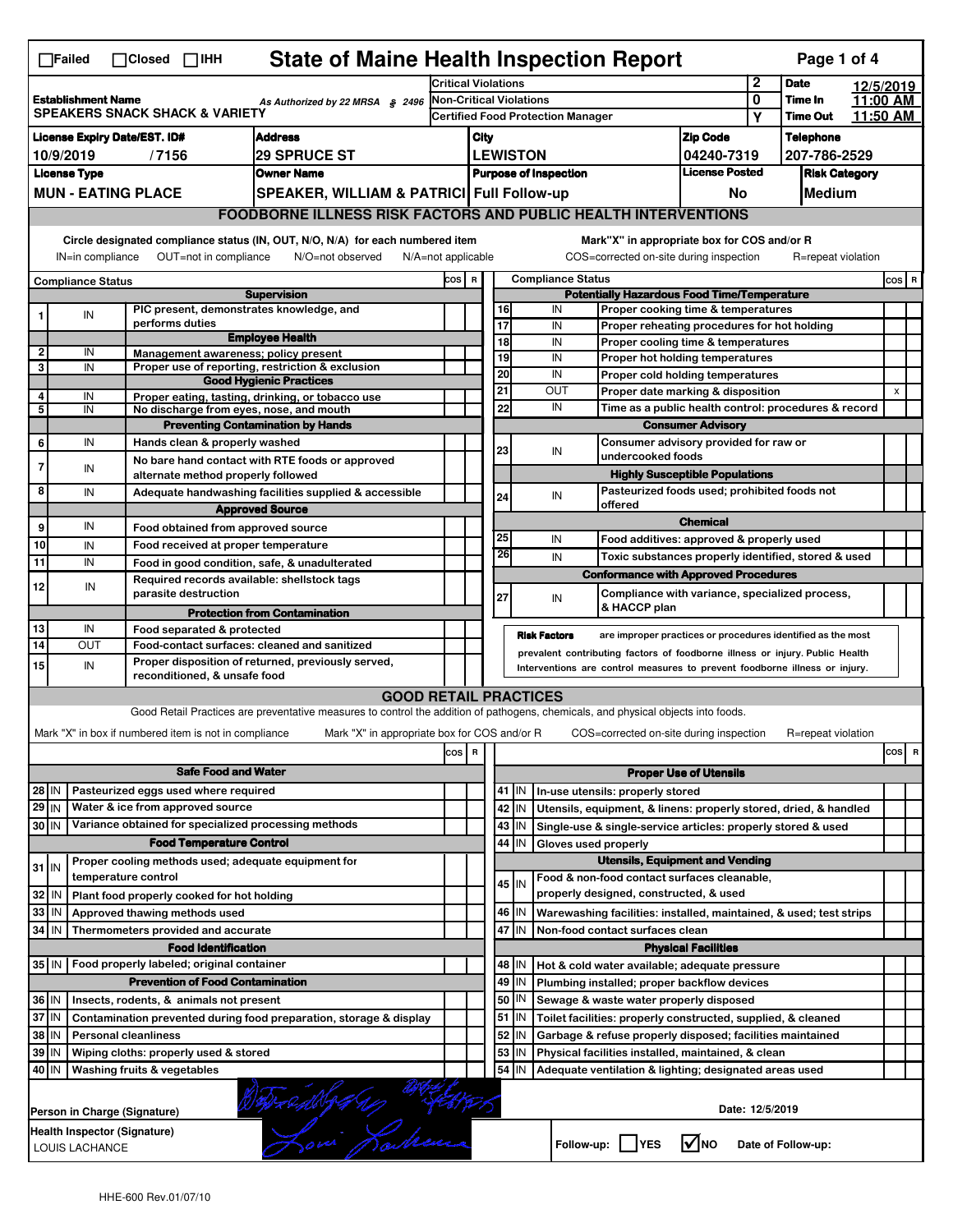# State of Maine Health Inspection Report

☐Failed ☐Closed ☐IHH

| | | | |
|---|---|---|---|
| **Establishment Name** SPEAKERS SNACK SHACK & VARIETY | As Authorized by 22 MRSA § 2496 | Critical Violations | 2 |
| | | Non-Critical Violations | 0 |
| | | Certified Food Protection Manager | Y |

**Date** 12/5/2019 **Time In** 11:00 AM **Time Out** 11:50 AM

| License Expiry Date/EST. ID# | Address | City | Zip Code | Telephone |
|---|---|---|---|---|
| 10/9/2019 / 7156 | 29 SPRUCE ST | LEWISTON | 04240-7319 | 207-786-2529 |
| **License Type** | **Owner Name** | **Purpose of Inspection** | **License Posted** | **Risk Category** |
| MUN - EATING PLACE | SPEAKER, WILLIAM & PATRICI | Full Follow-up | No | Medium |

## FOODBORNE ILLNESS RISK FACTORS AND PUBLIC HEALTH INTERVENTIONS

Circle designated compliance status (IN, OUT, N/O, N/A) for each numbered item
IN=in compliance OUT=not in compliance N/O=not observed N/A=not applicable

Mark "X" in appropriate box for COS and/or R
COS=corrected on-site during inspection R=repeat violation

| # | Compliance Status | | COS | R |
|---|---|---|---|---|
| | | **Supervision** | | |
| 1 | IN | PIC present, demonstrates knowledge, and performs duties | | |
| | | **Employee Health** | | |
| 2 | IN | Management awareness; policy present | | |
| 3 | IN | Proper use of reporting, restriction & exclusion | | |
| | | **Good Hygienic Practices** | | |
| 4 | IN | Proper eating, tasting, drinking, or tobacco use | | |
| 5 | IN | No discharge from eyes, nose, and mouth | | |
| | | **Preventing Contamination by Hands** | | |
| 6 | IN | Hands clean & properly washed | | |
| 7 | IN | No bare hand contact with RTE foods or approved alternate method properly followed | | |
| 8 | IN | Adequate handwashing facilities supplied & accessible | | |
| | | **Approved Source** | | |
| 9 | IN | Food obtained from approved source | | |
| 10 | IN | Food received at proper temperature | | |
| 11 | IN | Food in good condition, safe, & unadulterated | | |
| 12 | IN | Required records available: shellstock tags parasite destruction | | |
| | | **Protection from Contamination** | | |
| 13 | IN | Food separated & protected | | |
| 14 | OUT | Food-contact surfaces: cleaned and sanitized | | |
| 15 | IN | Proper disposition of returned, previously served, reconditioned, & unsafe food | | |
| | | **Potentially Hazardous Food Time/Temperature** | | |
| 16 | IN | Proper cooking time & temperatures | | |
| 17 | IN | Proper reheating procedures for hot holding | | |
| 18 | IN | Proper cooling time & temperatures | | |
| 19 | IN | Proper hot holding temperatures | | |
| 20 | IN | Proper cold holding temperatures | | |
| 21 | OUT | Proper date marking & disposition | | X |
| 22 | IN | Time as a public health control: procedures & record | | |
| | | **Consumer Advisory** | | |
| 23 | IN | Consumer advisory provided for raw or undercooked foods | | |
| | | **Highly Susceptible Populations** | | |
| 24 | IN | Pasteurized foods used; prohibited foods not offered | | |
| | | **Chemical** | | |
| 25 | IN | Food additives: approved & properly used | | |
| 26 | IN | Toxic substances properly identified, stored & used | | |
| | | **Conformance with Approved Procedures** | | |
| 27 | IN | Compliance with variance, specialized process, & HACCP plan | | |

**Risk Factors** are improper practices or procedures identified as the most prevalent contributing factors of foodborne illness or injury. Public Health Interventions are control measures to prevent foodborne illness or injury.

## GOOD RETAIL PRACTICES

Good Retail Practices are preventative measures to control the addition of pathogens, chemicals, and physical objects into foods.

Mark "X" in box if numbered item is not in compliance Mark "X" in appropriate box for COS and/or R COS=corrected on-site during inspection R=repeat violation

| # | | | COS | R |
|---|---|---|---|---|
| | | **Safe Food and Water** | | |
| 28 | IN | Pasteurized eggs used where required | | |
| 29 | IN | Water & ice from approved source | | |
| 30 | IN | Variance obtained for specialized processing methods | | |
| | | **Food Temperature Control** | | |
| 31 | IN | Proper cooling methods used; adequate equipment for temperature control | | |
| 32 | IN | Plant food properly cooked for hot holding | | |
| 33 | IN | Approved thawing methods used | | |
| 34 | IN | Thermometers provided and accurate | | |
| | | **Food Identification** | | |
| 35 | IN | Food properly labeled; original container | | |
| | | **Prevention of Food Contamination** | | |
| 36 | IN | Insects, rodents, & animals not present | | |
| 37 | IN | Contamination prevented during food preparation, storage & display | | |
| 38 | IN | Personal cleanliness | | |
| 39 | IN | Wiping cloths: properly used & stored | | |
| 40 | IN | Washing fruits & vegetables | | |
| | | **Proper Use of Utensils** | | |
| 41 | IN | In-use utensils: properly stored | | |
| 42 | IN | Utensils, equipment, & linens: properly stored, dried, & handled | | |
| 43 | IN | Single-use & single-service articles: properly stored & used | | |
| 44 | IN | Gloves used properly | | |
| | | **Utensils, Equipment and Vending** | | |
| 45 | IN | Food & non-food contact surfaces cleanable, properly designed, constructed, & used | | |
| 46 | IN | Warewashing facilities: installed, maintained, & used; test strips | | |
| 47 | IN | Non-food contact surfaces clean | | |
| | | **Physical Facilities** | | |
| 48 | IN | Hot & cold water available; adequate pressure | | |
| 49 | IN | Plumbing installed; proper backflow devices | | |
| 50 | IN | Sewage & waste water properly disposed | | |
| 51 | IN | Toilet facilities: properly constructed, supplied, & cleaned | | |
| 52 | IN | Garbage & refuse properly disposed; facilities maintained | | |
| 53 | IN | Physical facilities installed, maintained, & clean | | |
| 54 | IN | Adequate ventilation & lighting; designated areas used | | |

**Person in Charge (Signature)** [signature] **Date:** 12/5/2019

**Health Inspector (Signature)** LOUIS LACHANCE [signature]

Follow-up: ☐ YES ☑ NO Date of Follow-up:

HHE-600 Rev.01/07/10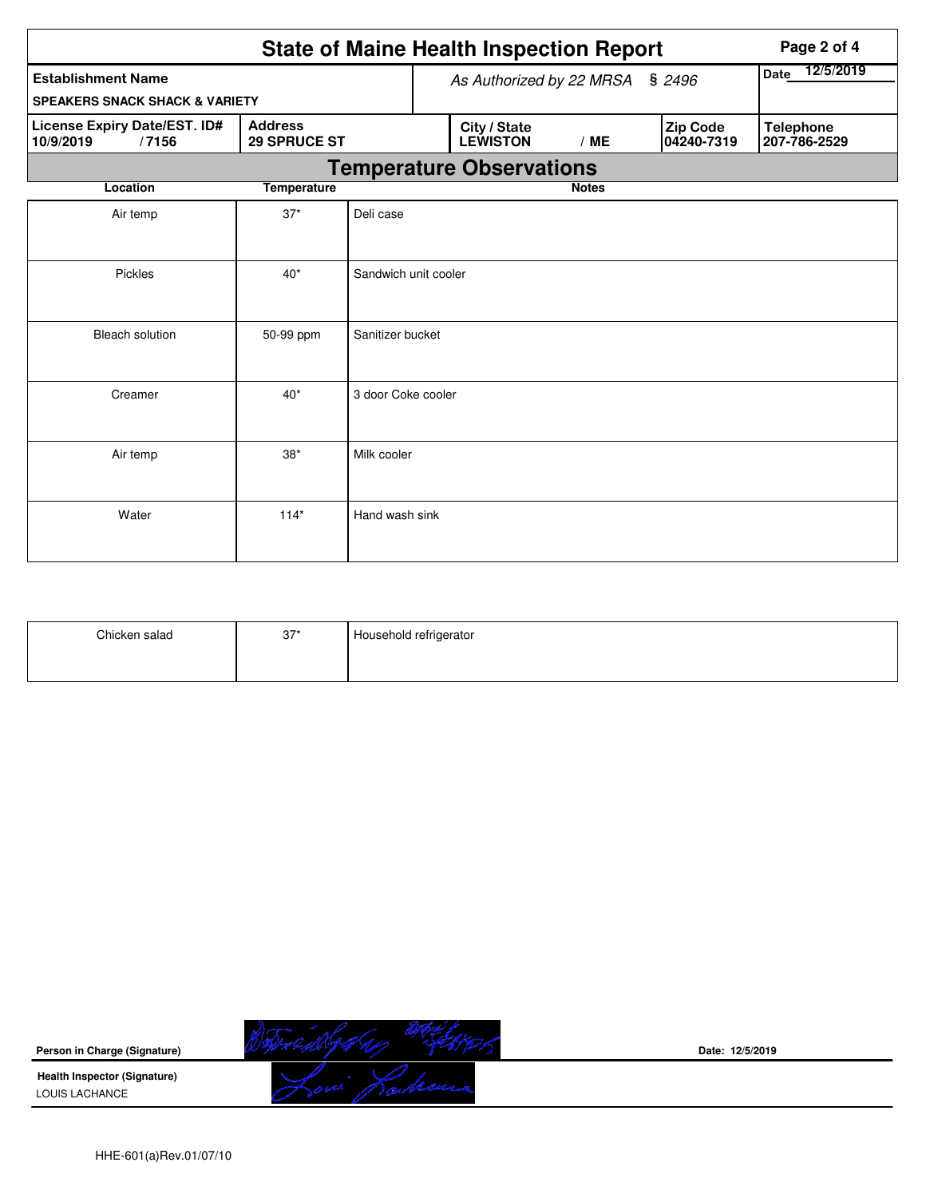# State of Maine Health Inspection Report

| Establishment Name | As Authorized by 22 MRSA § 2496 | Date 12/5/2019 |
|---|---|---|
| SPEAKERS SNACK SHACK & VARIETY | | |

| License Expiry Date/EST. ID# | Address | City / State | Zip Code | Telephone |
|---|---|---|---|---|
| 10/9/2019 / 7156 | 29 SPRUCE ST | LEWISTON / ME | 04240-7319 | 207-786-2529 |

## Temperature Observations

| Location | Temperature | Notes |
|---|---|---|
| Air temp | 37* | Deli case |
| Pickles | 40* | Sandwich unit cooler |
| Bleach solution | 50-99 ppm | Sanitizer bucket |
| Creamer | 40* | 3 door Coke cooler |
| Air temp | 38* | Milk cooler |
| Water | 114* | Hand wash sink |
| Chicken salad | 37* | Household refrigerator |

**Person in Charge (Signature)** Date: 12/5/2019

**Health Inspector (Signature)**
LOUIS LACHANCE

HHE-601(a)Rev.01/07/10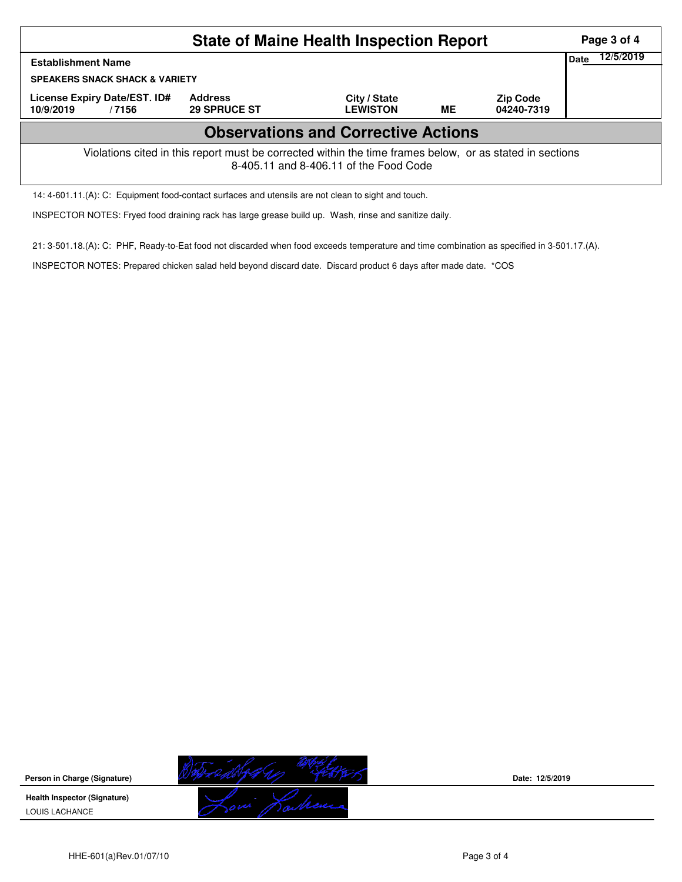# State of Maine Health Inspection Report

| Establishment Name | | | | | Date 12/5/2019 |
|---|---|---|---|---|---|
| SPEAKERS SNACK SHACK & VARIETY | | | | | |
| License Expiry Date/EST. ID# | Address | City / State | | Zip Code | |
| 10/9/2019 / 7156 | 29 SPRUCE ST | LEWISTON | ME | 04240-7319 | |

## Observations and Corrective Actions

Violations cited in this report must be corrected within the time frames below, or as stated in sections 8-405.11 and 8-406.11 of the Food Code

14: 4-601.11.(A): C: Equipment food-contact surfaces and utensils are not clean to sight and touch.

INSPECTOR NOTES: Fryed food draining rack has large grease build up. Wash, rinse and sanitize daily.

21: 3-501.18.(A): C: PHF, Ready-to-Eat food not discarded when food exceeds temperature and time combination as specified in 3-501.17.(A).

INSPECTOR NOTES: Prepared chicken salad held beyond discard date. Discard product 6 days after made date. *COS

**Person in Charge (Signature)** **Date:** 12/5/2019

**Health Inspector (Signature)**

LOUIS LACHANCE

HHE-601(a)Rev.01/07/10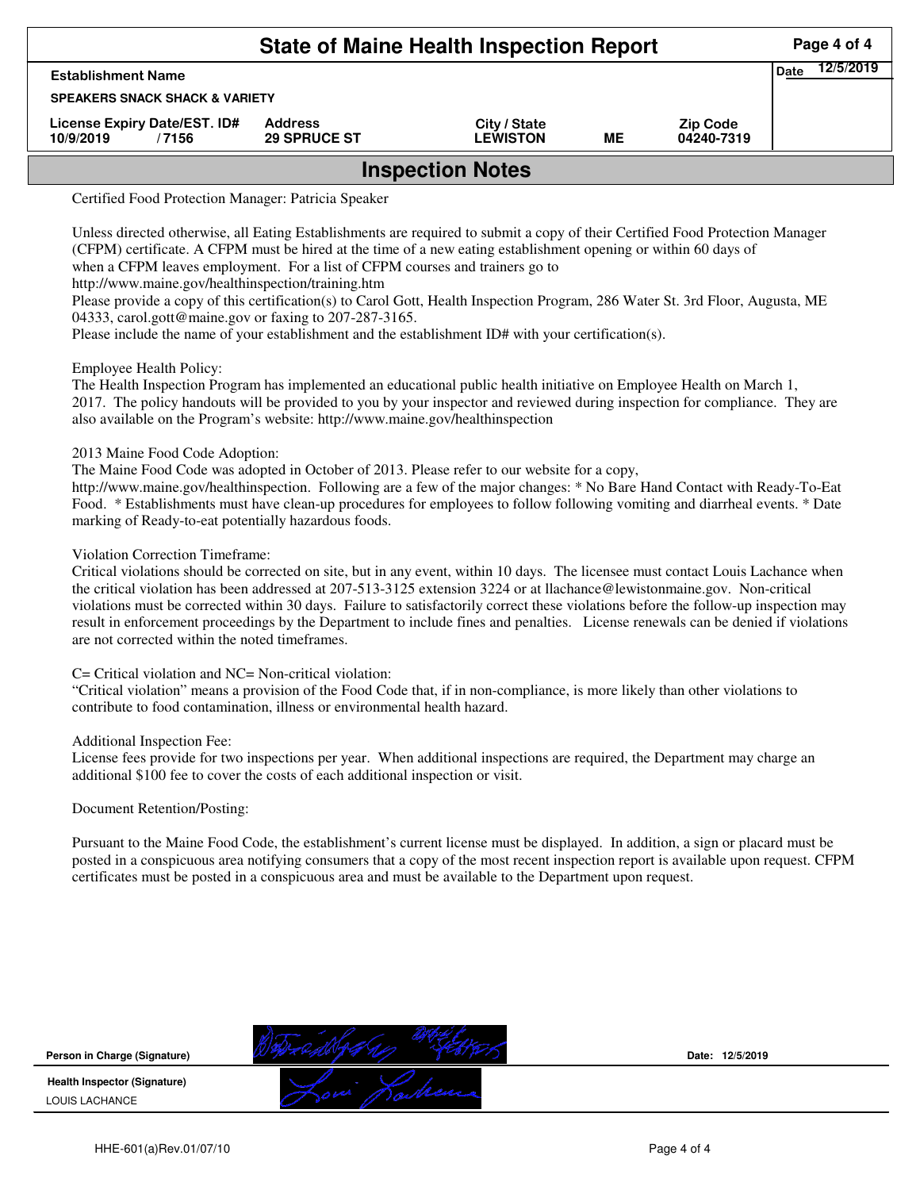# State of Maine Health Inspection Report

| Establishment Name | | | | | Date 12/5/2019 |
|---|---|---|---|---|---|
| SPEAKERS SNACK SHACK & VARIETY | | | | | |
| License Expiry Date/EST. ID# 10/9/2019 / 7156 | Address 29 SPRUCE ST | City / State LEWISTON | ME | Zip Code 04240-7319 | |

## Inspection Notes

Certified Food Protection Manager: Patricia Speaker

Unless directed otherwise, all Eating Establishments are required to submit a copy of their Certified Food Protection Manager (CFPM) certificate. A CFPM must be hired at the time of a new eating establishment opening or within 60 days of when a CFPM leaves employment. For a list of CFPM courses and trainers go to http://www.maine.gov/healthinspection/training.htm
Please provide a copy of this certification(s) to Carol Gott, Health Inspection Program, 286 Water St. 3rd Floor, Augusta, ME 04333, carol.gott@maine.gov or faxing to 207-287-3165.
Please include the name of your establishment and the establishment ID# with your certification(s).

Employee Health Policy:
The Health Inspection Program has implemented an educational public health initiative on Employee Health on March 1, 2017. The policy handouts will be provided to you by your inspector and reviewed during inspection for compliance. They are also available on the Program's website: http://www.maine.gov/healthinspection

2013 Maine Food Code Adoption:
The Maine Food Code was adopted in October of 2013. Please refer to our website for a copy, http://www.maine.gov/healthinspection. Following are a few of the major changes: * No Bare Hand Contact with Ready-To-Eat Food. * Establishments must have clean-up procedures for employees to follow following vomiting and diarrheal events. * Date marking of Ready-to-eat potentially hazardous foods.

Violation Correction Timeframe:
Critical violations should be corrected on site, but in any event, within 10 days. The licensee must contact Louis Lachance when the critical violation has been addressed at 207-513-3125 extension 3224 or at llachance@lewistonmaine.gov. Non-critical violations must be corrected within 30 days. Failure to satisfactorily correct these violations before the follow-up inspection may result in enforcement proceedings by the Department to include fines and penalties. License renewals can be denied if violations are not corrected within the noted timeframes.

C= Critical violation and NC= Non-critical violation:
"Critical violation" means a provision of the Food Code that, if in non-compliance, is more likely than other violations to contribute to food contamination, illness or environmental health hazard.

Additional Inspection Fee:
License fees provide for two inspections per year. When additional inspections are required, the Department may charge an additional $100 fee to cover the costs of each additional inspection or visit.

Document Retention/Posting:

Pursuant to the Maine Food Code, the establishment's current license must be displayed. In addition, a sign or placard must be posted in a conspicuous area notifying consumers that a copy of the most recent inspection report is available upon request. CFPM certificates must be posted in a conspicuous area and must be available to the Department upon request.

**Person in Charge (Signature)** [signature] Date: 12/5/2019

**Health Inspector (Signature)** [signature]
LOUIS LACHANCE

HHE-601(a)Rev.01/07/10